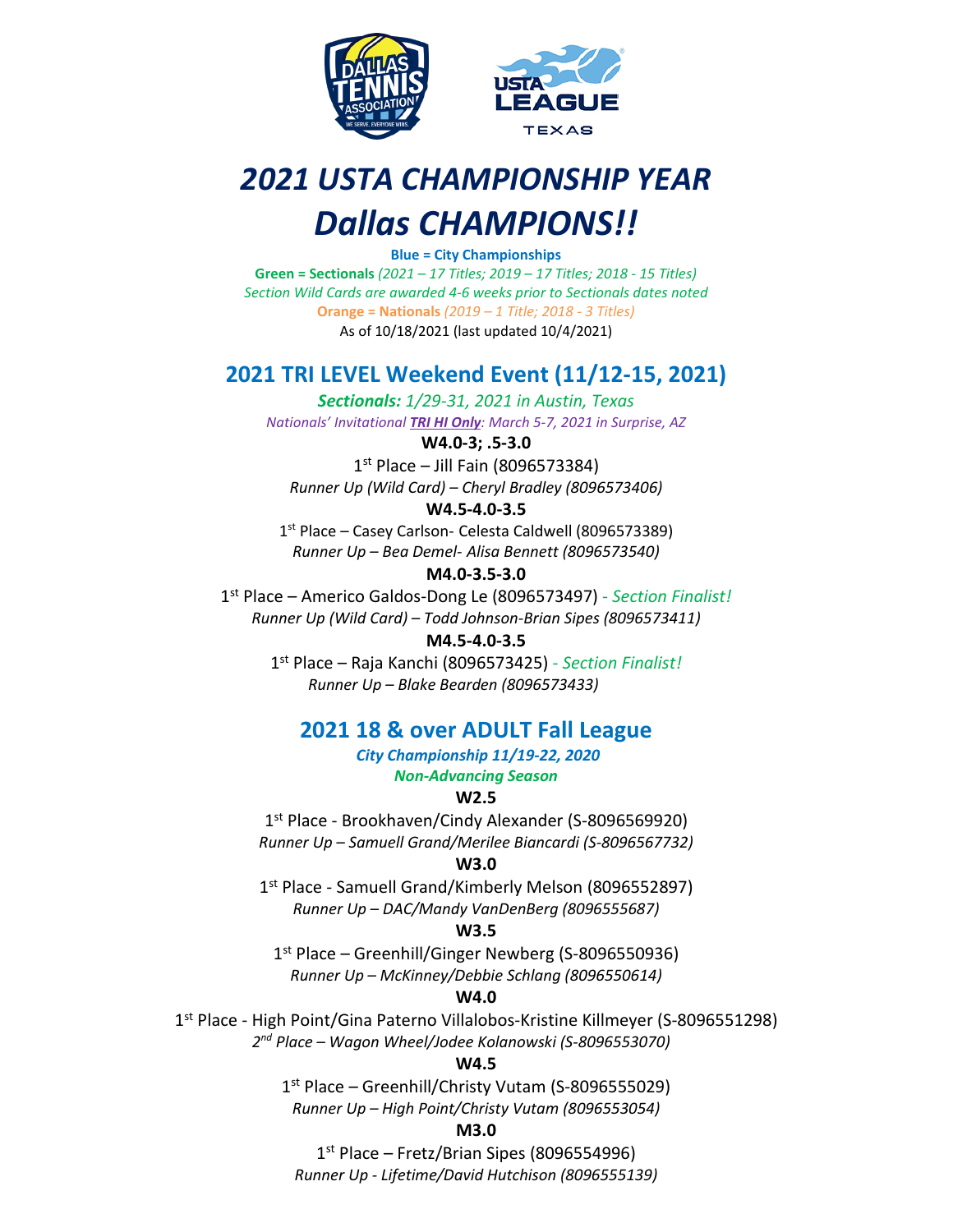# *2021 USTA CHAMPIONSHIP YEAR*
# *Dallas CHAMPIONS!!*

**Blue = City Championships**

**Green = Sectionals** *(2021 – 17 Titles; 2019 – 17 Titles; 2018 - 15 Titles)*

*Section Wild Cards are awarded 4-6 weeks prior to Sectionals dates noted*

**Orange = Nationals** *(2019 – 1 Title; 2018 - 3 Titles)*

As of 10/18/2021 (last updated 10/4/2021)

## 2021 TRI LEVEL Weekend Event (11/12-15, 2021)

***Sectionals:** 1/29-31, 2021 in Austin, Texas*

*Nationals' Invitational **TRI HI Only**: March 5-7, 2021 in Surprise, AZ*

**W4.0-3; .5-3.0**

1st Place – Jill Fain (8096573384)

*Runner Up (Wild Card) – Cheryl Bradley (8096573406)*

**W4.5-4.0-3.5**

1st Place – Casey Carlson- Celesta Caldwell (8096573389)

*Runner Up – Bea Demel- Alisa Bennett (8096573540)*

**M4.0-3.5-3.0**

1st Place – Americo Galdos-Dong Le (8096573497) *- Section Finalist!*

*Runner Up (Wild Card) – Todd Johnson-Brian Sipes (8096573411)*

**M4.5-4.0-3.5**

1st Place – Raja Kanchi (8096573425) *- Section Finalist!*

*Runner Up – Blake Bearden (8096573433)*

## 2021 18 & over ADULT Fall League

***City Championship 11/19-22, 2020***

***Non-Advancing Season***

**W2.5**

1st Place - Brookhaven/Cindy Alexander (S-8096569920)

*Runner Up – Samuell Grand/Merilee Biancardi (S-8096567732)*

**W3.0**

1st Place - Samuell Grand/Kimberly Melson (8096552897)

*Runner Up – DAC/Mandy VanDenBerg (8096555687)*

**W3.5**

1st Place – Greenhill/Ginger Newberg (S-8096550936)

*Runner Up – McKinney/Debbie Schlang (8096550614)*

**W4.0**

1st Place - High Point/Gina Paterno Villalobos-Kristine Killmeyer (S-8096551298)

*2nd Place – Wagon Wheel/Jodee Kolanowski (S-8096553070)*

**W4.5**

1st Place – Greenhill/Christy Vutam (S-8096555029)

*Runner Up – High Point/Christy Vutam (8096553054)*

**M3.0**

1st Place – Fretz/Brian Sipes (8096554996)

*Runner Up - Lifetime/David Hutchison (8096555139)*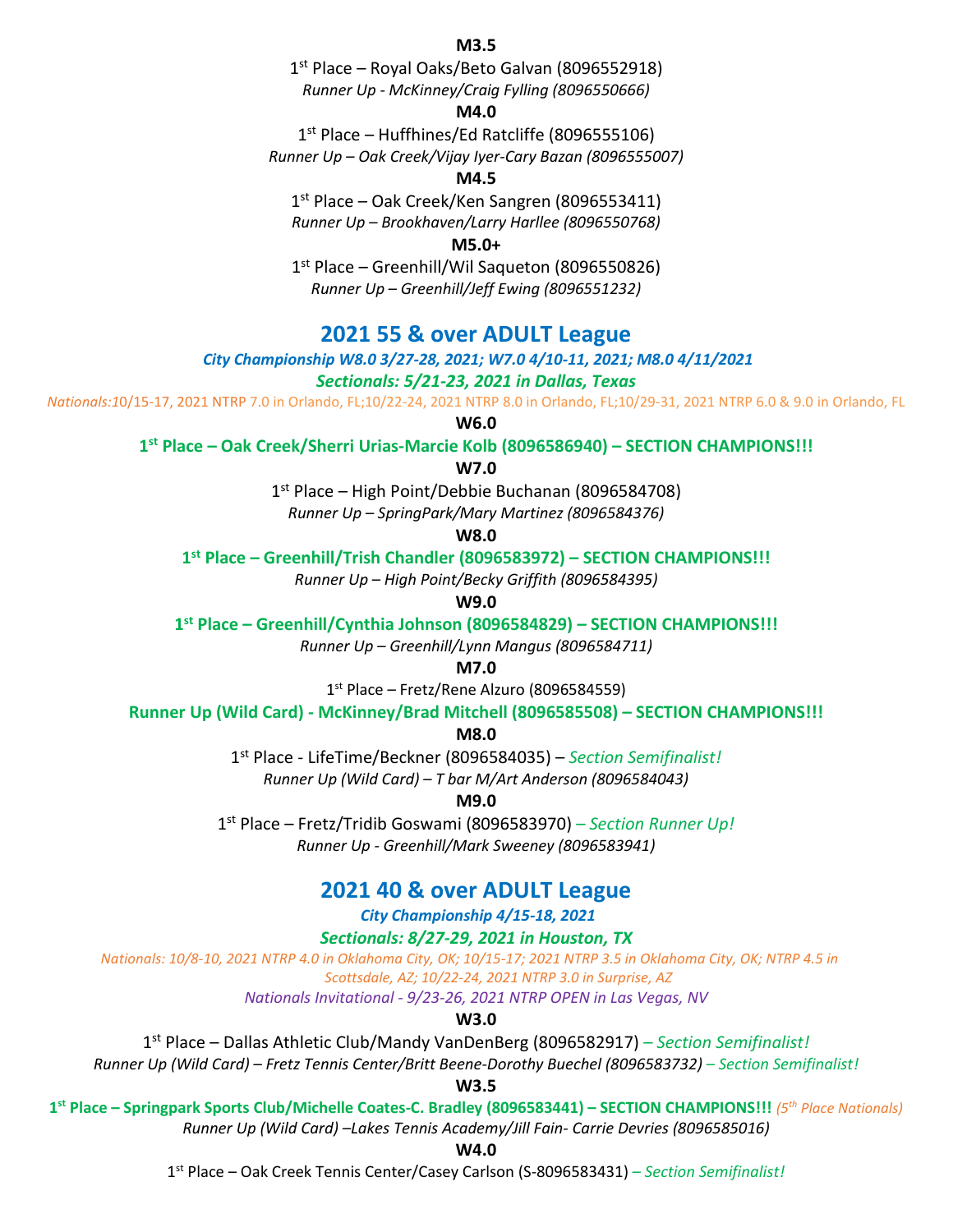**M3.5**

1st Place – Royal Oaks/Beto Galvan (8096552918)

*Runner Up - McKinney/Craig Fylling (8096550666)*

**M4.0**

1st Place – Huffhines/Ed Ratcliffe (8096555106)

*Runner Up – Oak Creek/Vijay Iyer-Cary Bazan (8096555007)*

**M4.5**

1st Place – Oak Creek/Ken Sangren (8096553411)

*Runner Up – Brookhaven/Larry Harllee (8096550768)*

**M5.0+**

1st Place – Greenhill/Wil Saqueton (8096550826)

*Runner Up – Greenhill/Jeff Ewing (8096551232)*

## 2021 55 & over ADULT League

***City Championship W8.0 3/27-28, 2021; W7.0 4/10-11, 2021; M8.0 4/11/2021***

***Sectionals: 5/21-23, 2021 in Dallas, Texas***

*Nationals:*10/15-17, 2021 NTRP 7.0 in Orlando, FL;10/22-24, 2021 NTRP 8.0 in Orlando, FL;10/29-31, 2021 NTRP 6.0 & 9.0 in Orlando, FL

**W6.0**

**1st Place – Oak Creek/Sherri Urias-Marcie Kolb (8096586940) – SECTION CHAMPIONS!!!**

**W7.0**

1st Place – High Point/Debbie Buchanan (8096584708)

*Runner Up – SpringPark/Mary Martinez (8096584376)*

**W8.0**

**1st Place – Greenhill/Trish Chandler (8096583972) – SECTION CHAMPIONS!!!**

*Runner Up – High Point/Becky Griffith (8096584395)*

**W9.0**

**1st Place – Greenhill/Cynthia Johnson (8096584829) – SECTION CHAMPIONS!!!**

*Runner Up – Greenhill/Lynn Mangus (8096584711)*

**M7.0**

1st Place – Fretz/Rene Alzuro (8096584559)

**Runner Up (Wild Card) - McKinney/Brad Mitchell (8096585508) – SECTION CHAMPIONS!!!**

**M8.0**

1st Place - LifeTime/Beckner (8096584035) – *Section Semifinalist!*

*Runner Up (Wild Card) – T bar M/Art Anderson (8096584043)*

**M9.0**

1st Place – Fretz/Tridib Goswami (8096583970) *– Section Runner Up!*

*Runner Up - Greenhill/Mark Sweeney (8096583941)*

## 2021 40 & over ADULT League

***City Championship 4/15-18, 2021***

***Sectionals: 8/27-29, 2021 in Houston, TX***

*Nationals: 10/8-10, 2021 NTRP 4.0 in Oklahoma City, OK; 10/15-17; 2021 NTRP 3.5 in Oklahoma City, OK; NTRP 4.5 in Scottsdale, AZ; 10/22-24, 2021 NTRP 3.0 in Surprise, AZ*

*Nationals Invitational - 9/23-26, 2021 NTRP OPEN in Las Vegas, NV*

**W3.0**

1st Place – Dallas Athletic Club/Mandy VanDenBerg (8096582917) *– Section Semifinalist!*

*Runner Up (Wild Card) – Fretz Tennis Center/Britt Beene-Dorothy Buechel (8096583732) – Section Semifinalist!*

**W3.5**

**1st Place – Springpark Sports Club/Michelle Coates-C. Bradley (8096583441) – SECTION CHAMPIONS!!!** *(5th Place Nationals)*

*Runner Up (Wild Card) –Lakes Tennis Academy/Jill Fain- Carrie Devries (8096585016)*

**W4.0**

1st Place – Oak Creek Tennis Center/Casey Carlson (S-8096583431) *– Section Semifinalist!*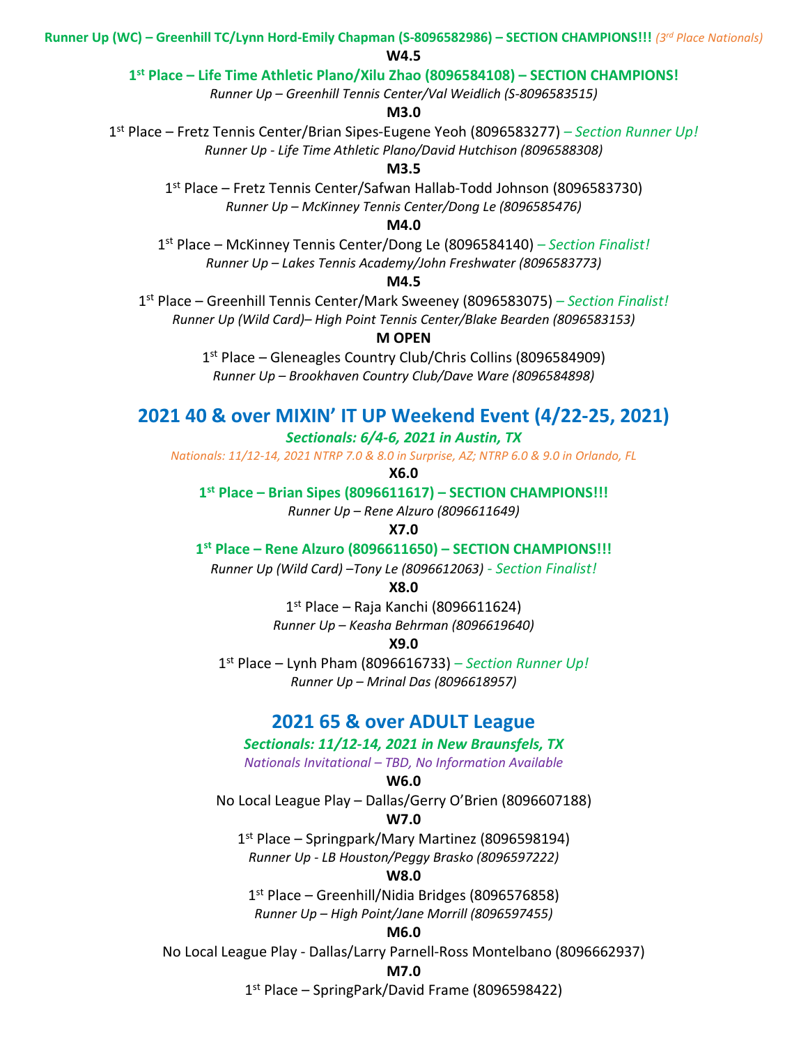**Runner Up (WC) – Greenhill TC/Lynn Hord-Emily Chapman (S-8096582986) – SECTION CHAMPIONS!!!** *(3rd Place Nationals)*

**W4.5**

**1st Place – Life Time Athletic Plano/Xilu Zhao (8096584108) – SECTION CHAMPIONS!**

*Runner Up – Greenhill Tennis Center/Val Weidlich (S-8096583515)*

**M3.0**

1st Place – Fretz Tennis Center/Brian Sipes-Eugene Yeoh (8096583277) *– Section Runner Up!*

*Runner Up - Life Time Athletic Plano/David Hutchison (8096588308)*

**M3.5**

1st Place – Fretz Tennis Center/Safwan Hallab-Todd Johnson (8096583730)

*Runner Up – McKinney Tennis Center/Dong Le (8096585476)*

**M4.0**

1st Place – McKinney Tennis Center/Dong Le (8096584140) *– Section Finalist!*

*Runner Up – Lakes Tennis Academy/John Freshwater (8096583773)*

**M4.5**

1st Place – Greenhill Tennis Center/Mark Sweeney (8096583075) *– Section Finalist!*

*Runner Up (Wild Card)– High Point Tennis Center/Blake Bearden (8096583153)*

**M OPEN**

1st Place – Gleneagles Country Club/Chris Collins (8096584909)

*Runner Up – Brookhaven Country Club/Dave Ware (8096584898)*

## 2021 40 & over MIXIN' IT UP Weekend Event (4/22-25, 2021)

***Sectionals: 6/4-6, 2021 in Austin, TX***

*Nationals: 11/12-14, 2021 NTRP 7.0 & 8.0 in Surprise, AZ; NTRP 6.0 & 9.0 in Orlando, FL*

**X6.0**

**1st Place – Brian Sipes (8096611617) – SECTION CHAMPIONS!!!**

*Runner Up – Rene Alzuro (8096611649)*

**X7.0**

**1st Place – Rene Alzuro (8096611650) – SECTION CHAMPIONS!!!**

*Runner Up (Wild Card) –Tony Le (8096612063) - Section Finalist!*

**X8.0**

1st Place – Raja Kanchi (8096611624)

*Runner Up – Keasha Behrman (8096619640)*

**X9.0**

1st Place – Lynh Pham (8096616733) *– Section Runner Up!*

*Runner Up – Mrinal Das (8096618957)*

## 2021 65 & over ADULT League

***Sectionals: 11/12-14, 2021 in New Braunsfels, TX***

*Nationals Invitational – TBD, No Information Available*

**W6.0**

No Local League Play – Dallas/Gerry O'Brien (8096607188)

**W7.0**

1st Place – Springpark/Mary Martinez (8096598194)

*Runner Up - LB Houston/Peggy Brasko (8096597222)*

**W8.0**

1st Place – Greenhill/Nidia Bridges (8096576858)

*Runner Up – High Point/Jane Morrill (8096597455)*

**M6.0**

No Local League Play - Dallas/Larry Parnell-Ross Montelbano (8096662937)

**M7.0**

1st Place – SpringPark/David Frame (8096598422)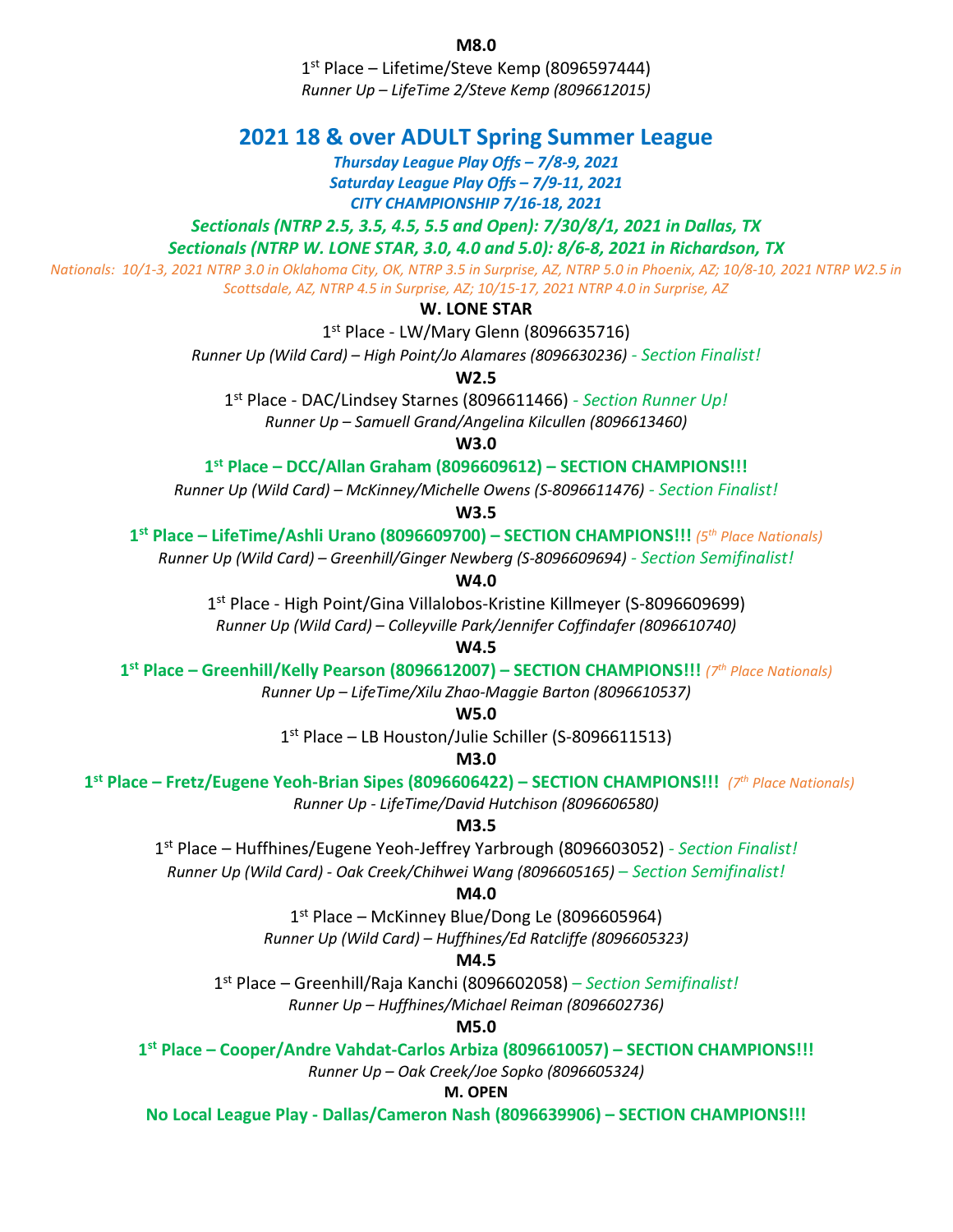**M8.0**

1st Place – Lifetime/Steve Kemp (8096597444)

*Runner Up – LifeTime 2/Steve Kemp (8096612015)*

## 2021 18 & over ADULT Spring Summer League

***Thursday League Play Offs – 7/8-9, 2021***

***Saturday League Play Offs – 7/9-11, 2021***

***CITY CHAMPIONSHIP 7/16-18, 2021***

***Sectionals (NTRP 2.5, 3.5, 4.5, 5.5 and Open): 7/30/8/1, 2021 in Dallas, TX***

***Sectionals (NTRP W. LONE STAR, 3.0, 4.0 and 5.0): 8/6-8, 2021 in Richardson, TX***

*Nationals: 10/1-3, 2021 NTRP 3.0 in Oklahoma City, OK, NTRP 3.5 in Surprise, AZ, NTRP 5.0 in Phoenix, AZ; 10/8-10, 2021 NTRP W2.5 in Scottsdale, AZ, NTRP 4.5 in Surprise, AZ; 10/15-17, 2021 NTRP 4.0 in Surprise, AZ*

**W. LONE STAR**

1st Place - LW/Mary Glenn (8096635716)

*Runner Up (Wild Card) – High Point/Jo Alamares (8096630236) - Section Finalist!*

**W2.5**

1st Place - DAC/Lindsey Starnes (8096611466) *- Section Runner Up!*

*Runner Up – Samuell Grand/Angelina Kilcullen (8096613460)*

**W3.0**

**1st Place – DCC/Allan Graham (8096609612) – SECTION CHAMPIONS!!!**

*Runner Up (Wild Card) – McKinney/Michelle Owens (S-8096611476) - Section Finalist!*

**W3.5**

**1st Place – LifeTime/Ashli Urano (8096609700) – SECTION CHAMPIONS!!!** *(5th Place Nationals)*

*Runner Up (Wild Card) – Greenhill/Ginger Newberg (S-8096609694) - Section Semifinalist!*

**W4.0**

1st Place - High Point/Gina Villalobos-Kristine Killmeyer (S-8096609699)

*Runner Up (Wild Card) – Colleyville Park/Jennifer Coffindafer (8096610740)*

**W4.5**

**1st Place – Greenhill/Kelly Pearson (8096612007) – SECTION CHAMPIONS!!!** *(7th Place Nationals)*

*Runner Up – LifeTime/Xilu Zhao-Maggie Barton (8096610537)*

**W5.0**

1st Place – LB Houston/Julie Schiller (S-8096611513)

**M3.0**

**1st Place – Fretz/Eugene Yeoh-Brian Sipes (8096606422) – SECTION CHAMPIONS!!!** *(7th Place Nationals)*

*Runner Up - LifeTime/David Hutchison (8096606580)*

**M3.5**

1st Place – Huffhines/Eugene Yeoh-Jeffrey Yarbrough (8096603052) *- Section Finalist!*

*Runner Up (Wild Card) - Oak Creek/Chihwei Wang (8096605165) – Section Semifinalist!*

**M4.0**

1st Place – McKinney Blue/Dong Le (8096605964)

*Runner Up (Wild Card) – Huffhines/Ed Ratcliffe (8096605323)*

**M4.5**

1st Place – Greenhill/Raja Kanchi (8096602058) *– Section Semifinalist!*

*Runner Up – Huffhines/Michael Reiman (8096602736)*

**M5.0**

**1st Place – Cooper/Andre Vahdat-Carlos Arbiza (8096610057) – SECTION CHAMPIONS!!!**

*Runner Up – Oak Creek/Joe Sopko (8096605324)*

**M. OPEN**

**No Local League Play - Dallas/Cameron Nash (8096639906) – SECTION CHAMPIONS!!!**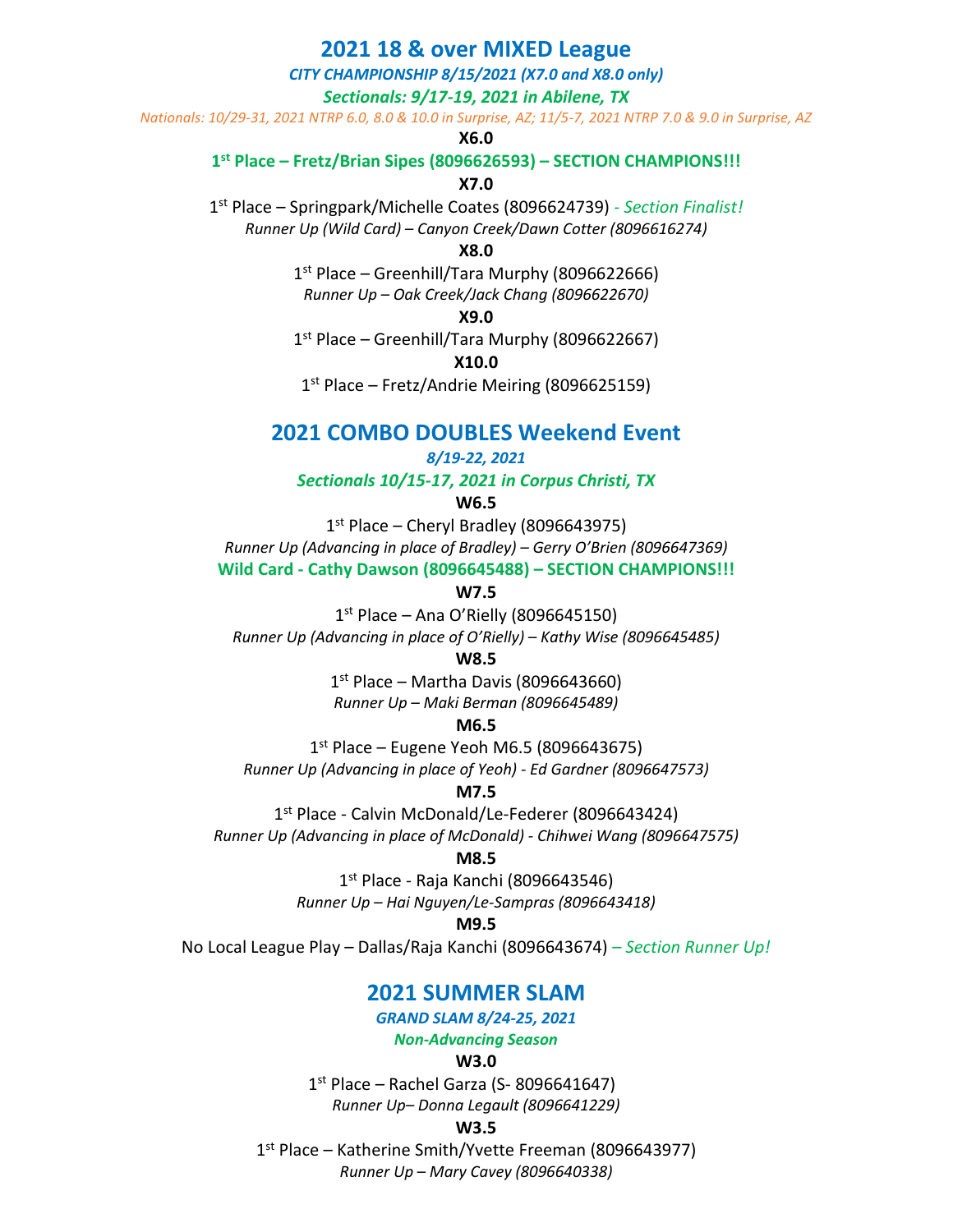## 2021 18 & over MIXED League

*CITY CHAMPIONSHIP 8/15/2021 (X7.0 and X8.0 only)*

***Sectionals: 9/17-19, 2021 in Abilene, TX***

*Nationals: 10/29-31, 2021 NTRP 6.0, 8.0 & 10.0 in Surprise, AZ; 11/5-7, 2021 NTRP 7.0 & 9.0 in Surprise, AZ*

**X6.0**

**1st Place – Fretz/Brian Sipes (8096626593) – SECTION CHAMPIONS!!!**

**X7.0**

1st Place – Springpark/Michelle Coates (8096624739) *- Section Finalist!*

*Runner Up (Wild Card) – Canyon Creek/Dawn Cotter (8096616274)*

**X8.0**

1st Place – Greenhill/Tara Murphy (8096622666)

*Runner Up – Oak Creek/Jack Chang (8096622670)*

**X9.0**

1st Place – Greenhill/Tara Murphy (8096622667)

**X10.0**

1st Place – Fretz/Andrie Meiring (8096625159)

## 2021 COMBO DOUBLES Weekend Event

*8/19-22, 2021*

***Sectionals 10/15-17, 2021 in Corpus Christi, TX***

**W6.5**

1st Place – Cheryl Bradley (8096643975)

*Runner Up (Advancing in place of Bradley) – Gerry O'Brien (8096647369)*

**Wild Card - Cathy Dawson (8096645488) – SECTION CHAMPIONS!!!**

**W7.5**

1st Place – Ana O'Rielly (8096645150)

*Runner Up (Advancing in place of O'Rielly) – Kathy Wise (8096645485)*

**W8.5**

1st Place – Martha Davis (8096643660)

*Runner Up – Maki Berman (8096645489)*

**M6.5**

1st Place – Eugene Yeoh M6.5 (8096643675)

*Runner Up (Advancing in place of Yeoh) - Ed Gardner (8096647573)*

**M7.5**

1st Place - Calvin McDonald/Le-Federer (8096643424)

*Runner Up (Advancing in place of McDonald) - Chihwei Wang (8096647575)*

**M8.5**

1st Place - Raja Kanchi (8096643546)

*Runner Up – Hai Nguyen/Le-Sampras (8096643418)*

**M9.5**

No Local League Play – Dallas/Raja Kanchi (8096643674) *– Section Runner Up!*

## 2021 SUMMER SLAM

***GRAND SLAM 8/24-25, 2021***

***Non-Advancing Season***

**W3.0**

1st Place – Rachel Garza (S- 8096641647)

*Runner Up– Donna Legault (8096641229)*

**W3.5**

1st Place – Katherine Smith/Yvette Freeman (8096643977)

*Runner Up – Mary Cavey (8096640338)*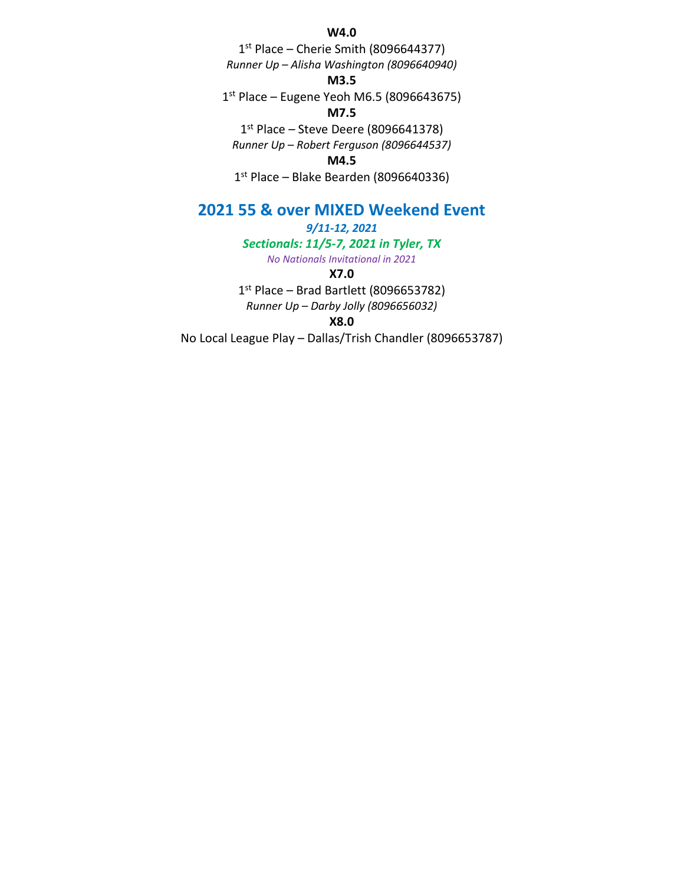**W4.0**

1st Place – Cherie Smith (8096644377)

*Runner Up – Alisha Washington (8096640940)*

**M3.5**

1st Place – Eugene Yeoh M6.5 (8096643675)

**M7.5**

1st Place – Steve Deere (8096641378)

*Runner Up – Robert Ferguson (8096644537)*

**M4.5**

1st Place – Blake Bearden (8096640336)

## 2021 55 & over MIXED Weekend Event

***9/11-12, 2021***

***Sectionals: 11/5-7, 2021 in Tyler, TX***

*No Nationals Invitational in 2021*

**X7.0**

1st Place – Brad Bartlett (8096653782)

*Runner Up – Darby Jolly (8096656032)*

**X8.0**

No Local League Play – Dallas/Trish Chandler (8096653787)